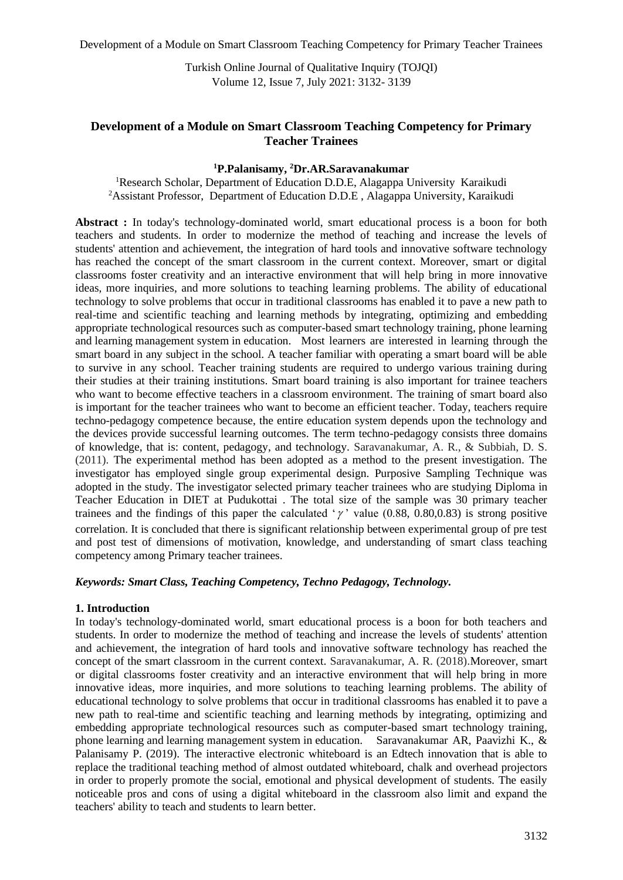# Development of a Module on Smart Classroom Teaching Competency for Primary Teacher Trainees

**[1]P.Palanisamy, [2]Dr.AR.Saravanakumar**

[1]Research Scholar, Department of Education D.D.E, Alagappa University Karaikudi
[2]Assistant Professor, Department of Education D.D.E , Alagappa University, Karaikudi

**Abstract :** In today's technology-dominated world, smart educational process is a boon for both teachers and students. In order to modernize the method of teaching and increase the levels of students' attention and achievement, the integration of hard tools and innovative software technology has reached the concept of the smart classroom in the current context. Moreover, smart or digital classrooms foster creativity and an interactive environment that will help bring in more innovative ideas, more inquiries, and more solutions to teaching learning problems. The ability of educational technology to solve problems that occur in traditional classrooms has enabled it to pave a new path to real-time and scientific teaching and learning methods by integrating, optimizing and embedding appropriate technological resources such as computer-based smart technology training, phone learning and learning management system in education. Most learners are interested in learning through the smart board in any subject in the school. A teacher familiar with operating a smart board will be able to survive in any school. Teacher training students are required to undergo various training during their studies at their training institutions. Smart board training is also important for trainee teachers who want to become effective teachers in a classroom environment. The training of smart board also is important for the teacher trainees who want to become an efficient teacher. Today, teachers require techno-pedagogy competence because, the entire education system depends upon the technology and the devices provide successful learning outcomes. The term techno-pedagogy consists three domains of knowledge, that is: content, pedagogy, and technology. Saravanakumar, A. R., & Subbiah, D. S. (2011). The experimental method has been adopted as a method to the present investigation. The investigator has employed single group experimental design. Purposive Sampling Technique was adopted in the study. The investigator selected primary teacher trainees who are studying Diploma in Teacher Education in DIET at Pudukottai . The total size of the sample was 30 primary teacher trainees and the findings of this paper the calculated '$\gamma$' value (0.88, 0.80,0.83) is strong positive correlation. It is concluded that there is significant relationship between experimental group of pre test and post test of dimensions of motivation, knowledge, and understanding of smart class teaching competency among Primary teacher trainees.

***Keywords: Smart Class, Teaching Competency, Techno Pedagogy, Technology.***

## 1. Introduction

In today's technology-dominated world, smart educational process is a boon for both teachers and students. In order to modernize the method of teaching and increase the levels of students' attention and achievement, the integration of hard tools and innovative software technology has reached the concept of the smart classroom in the current context. Saravanakumar, A. R. (2018).Moreover, smart or digital classrooms foster creativity and an interactive environment that will help bring in more innovative ideas, more inquiries, and more solutions to teaching learning problems. The ability of educational technology to solve problems that occur in traditional classrooms has enabled it to pave a new path to real-time and scientific teaching and learning methods by integrating, optimizing and embedding appropriate technological resources such as computer-based smart technology training, phone learning and learning management system in education. Saravanakumar AR, Paavizhi K., & Palanisamy P. (2019). The interactive electronic whiteboard is an Edtech innovation that is able to replace the traditional teaching method of almost outdated whiteboard, chalk and overhead projectors in order to properly promote the social, emotional and physical development of students. The easily noticeable pros and cons of using a digital whiteboard in the classroom also limit and expand the teachers' ability to teach and students to learn better.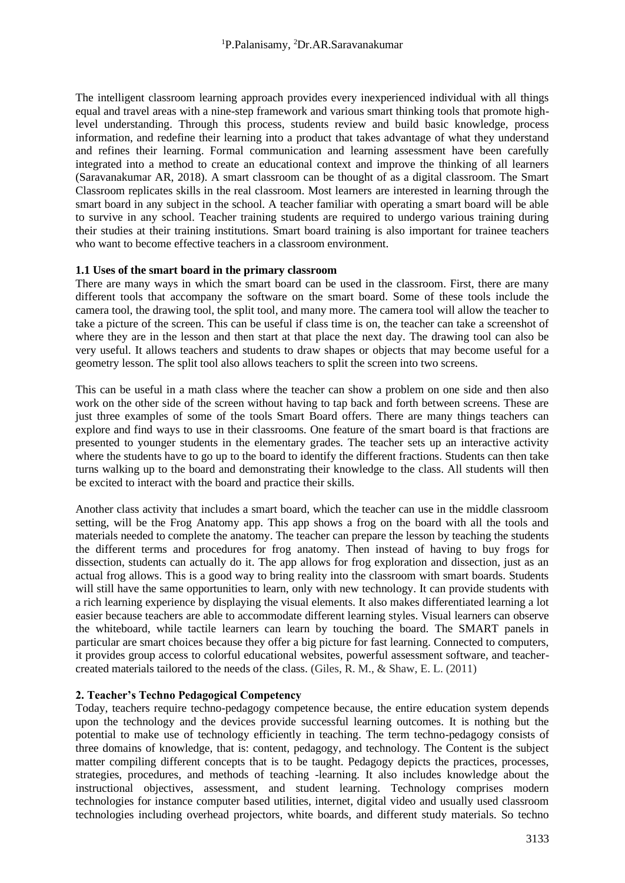The intelligent classroom learning approach provides every inexperienced individual with all things equal and travel areas with a nine-step framework and various smart thinking tools that promote high-level understanding. Through this process, students review and build basic knowledge, process information, and redefine their learning into a product that takes advantage of what they understand and refines their learning. Formal communication and learning assessment have been carefully integrated into a method to create an educational context and improve the thinking of all learners (Saravanakumar AR, 2018). A smart classroom can be thought of as a digital classroom. The Smart Classroom replicates skills in the real classroom. Most learners are interested in learning through the smart board in any subject in the school. A teacher familiar with operating a smart board will be able to survive in any school. Teacher training students are required to undergo various training during their studies at their training institutions. Smart board training is also important for trainee teachers who want to become effective teachers in a classroom environment.

### 1.1 Uses of the smart board in the primary classroom

There are many ways in which the smart board can be used in the classroom. First, there are many different tools that accompany the software on the smart board. Some of these tools include the camera tool, the drawing tool, the split tool, and many more. The camera tool will allow the teacher to take a picture of the screen. This can be useful if class time is on, the teacher can take a screenshot of where they are in the lesson and then start at that place the next day. The drawing tool can also be very useful. It allows teachers and students to draw shapes or objects that may become useful for a geometry lesson. The split tool also allows teachers to split the screen into two screens.

This can be useful in a math class where the teacher can show a problem on one side and then also work on the other side of the screen without having to tap back and forth between screens. These are just three examples of some of the tools Smart Board offers. There are many things teachers can explore and find ways to use in their classrooms. One feature of the smart board is that fractions are presented to younger students in the elementary grades. The teacher sets up an interactive activity where the students have to go up to the board to identify the different fractions. Students can then take turns walking up to the board and demonstrating their knowledge to the class. All students will then be excited to interact with the board and practice their skills.

Another class activity that includes a smart board, which the teacher can use in the middle classroom setting, will be the Frog Anatomy app. This app shows a frog on the board with all the tools and materials needed to complete the anatomy. The teacher can prepare the lesson by teaching the students the different terms and procedures for frog anatomy. Then instead of having to buy frogs for dissection, students can actually do it. The app allows for frog exploration and dissection, just as an actual frog allows. This is a good way to bring reality into the classroom with smart boards. Students will still have the same opportunities to learn, only with new technology. It can provide students with a rich learning experience by displaying the visual elements. It also makes differentiated learning a lot easier because teachers are able to accommodate different learning styles. Visual learners can observe the whiteboard, while tactile learners can learn by touching the board. The SMART panels in particular are smart choices because they offer a big picture for fast learning. Connected to computers, it provides group access to colorful educational websites, powerful assessment software, and teacher-created materials tailored to the needs of the class. (Giles, R. M., & Shaw, E. L. (2011)

## 2. Teacher's Techno Pedagogical Competency

Today, teachers require techno-pedagogy competence because, the entire education system depends upon the technology and the devices provide successful learning outcomes. It is nothing but the potential to make use of technology efficiently in teaching. The term techno-pedagogy consists of three domains of knowledge, that is: content, pedagogy, and technology. The Content is the subject matter compiling different concepts that is to be taught. Pedagogy depicts the practices, processes, strategies, procedures, and methods of teaching -learning. It also includes knowledge about the instructional objectives, assessment, and student learning. Technology comprises modern technologies for instance computer based utilities, internet, digital video and usually used classroom technologies including overhead projectors, white boards, and different study materials. So techno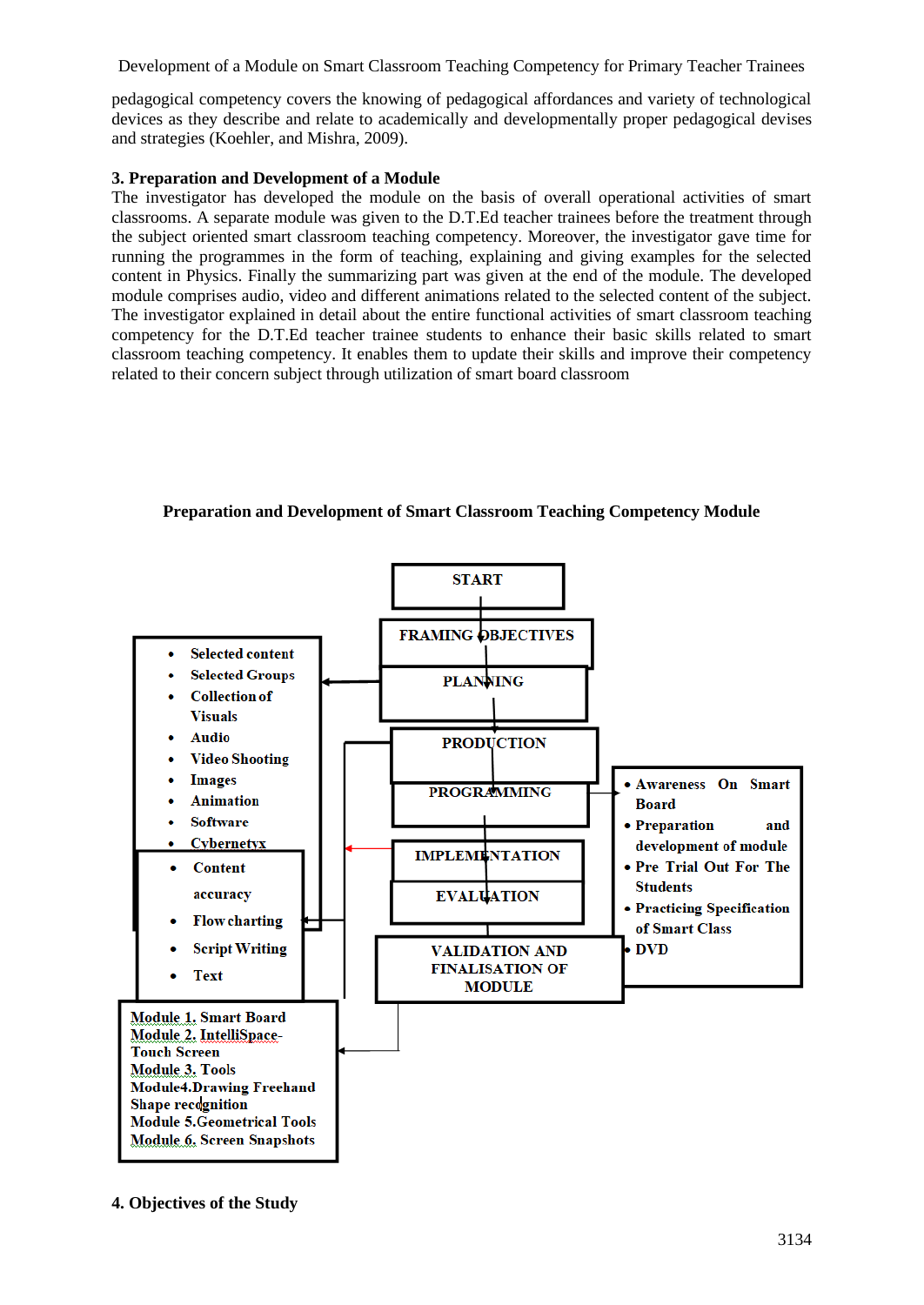pedagogical competency covers the knowing of pedagogical affordances and variety of technological devices as they describe and relate to academically and developmentally proper pedagogical devises and strategies (Koehler, and Mishra, 2009).

### 3. Preparation and Development of a Module

The investigator has developed the module on the basis of overall operational activities of smart classrooms. A separate module was given to the D.T.Ed teacher trainees before the treatment through the subject oriented smart classroom teaching competency. Moreover, the investigator gave time for running the programmes in the form of teaching, explaining and giving examples for the selected content in Physics. Finally the summarizing part was given at the end of the module. The developed module comprises audio, video and different animations related to the selected content of the subject. The investigator explained in detail about the entire functional activities of smart classroom teaching competency for the D.T.Ed teacher trainee students to enhance their basic skills related to smart classroom teaching competency. It enables them to update their skills and improve their competency related to their concern subject through utilization of smart board classroom

**Preparation and Development of Smart Classroom Teaching Competency Module**

START

FRAMING OBJECTIVES

PLANNING

PRODUCTION

PROGRAMMING

IMPLEMENTATION

EVALUATION

VALIDATION AND FINALISATION OF MODULE

- Selected content
- Selected Groups
- Collection of Visuals
- Audio
- Video Shooting
- Images
- Animation
- Software
- Cybernetyx

- Content accuracy
- Flow charting
- Script Writing
- Text

- Awareness On Smart Board
- Preparation and development of module
- Pre Trial Out For The Students
- Practicing Specification of Smart Class
- DVD

Module 1. Smart Board
Module 2. IntelliSpace-Touch Screen
Module 3. Tools
Module4.Drawing Freehand Shape recognition
Module 5.Geometrical Tools
Module 6. Screen Snapshots

### 4. Objectives of the Study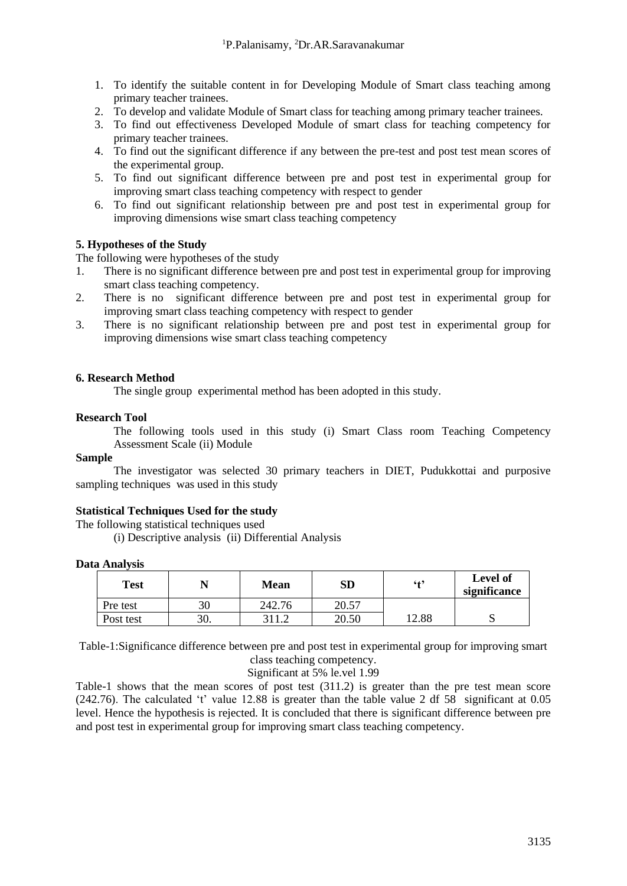1. To identify the suitable content in for Developing Module of Smart class teaching among primary teacher trainees.
2. To develop and validate Module of Smart class for teaching among primary teacher trainees.
3. To find out effectiveness Developed Module of smart class for teaching competency for primary teacher trainees.
4. To find out the significant difference if any between the pre-test and post test mean scores of the experimental group.
5. To find out significant difference between pre and post test in experimental group for improving smart class teaching competency with respect to gender
6. To find out significant relationship between pre and post test in experimental group for improving dimensions wise smart class teaching competency

**5. Hypotheses of the Study**

The following were hypotheses of the study

1. There is no significant difference between pre and post test in experimental group for improving smart class teaching competency.
2. There is no significant difference between pre and post test in experimental group for improving smart class teaching competency with respect to gender
3. There is no significant relationship between pre and post test in experimental group for improving dimensions wise smart class teaching competency

**6. Research Method**

The single group experimental method has been adopted in this study.

**Research Tool**

The following tools used in this study (i) Smart Class room Teaching Competency Assessment Scale (ii) Module

**Sample**

The investigator was selected 30 primary teachers in DIET, Pudukkottai and purposive sampling techniques was used in this study

**Statistical Techniques Used for the study**

The following statistical techniques used

(i) Descriptive analysis (ii) Differential Analysis

**Data Analysis**

| Test | N | Mean | SD | 't' | Level of significance |
|---|---|---|---|---|---|
| Pre test | 30 | 242.76 | 20.57 | | |
| Post test | 30. | 311.2 | 20.50 | 12.88 | S |

Table-1:Significance difference between pre and post test in experimental group for improving smart class teaching competency.

Significant at 5% le.vel 1.99

Table-1 shows that the mean scores of post test (311.2) is greater than the pre test mean score (242.76). The calculated 't' value 12.88 is greater than the table value 2 df 58 significant at 0.05 level. Hence the hypothesis is rejected. It is concluded that there is significant difference between pre and post test in experimental group for improving smart class teaching competency.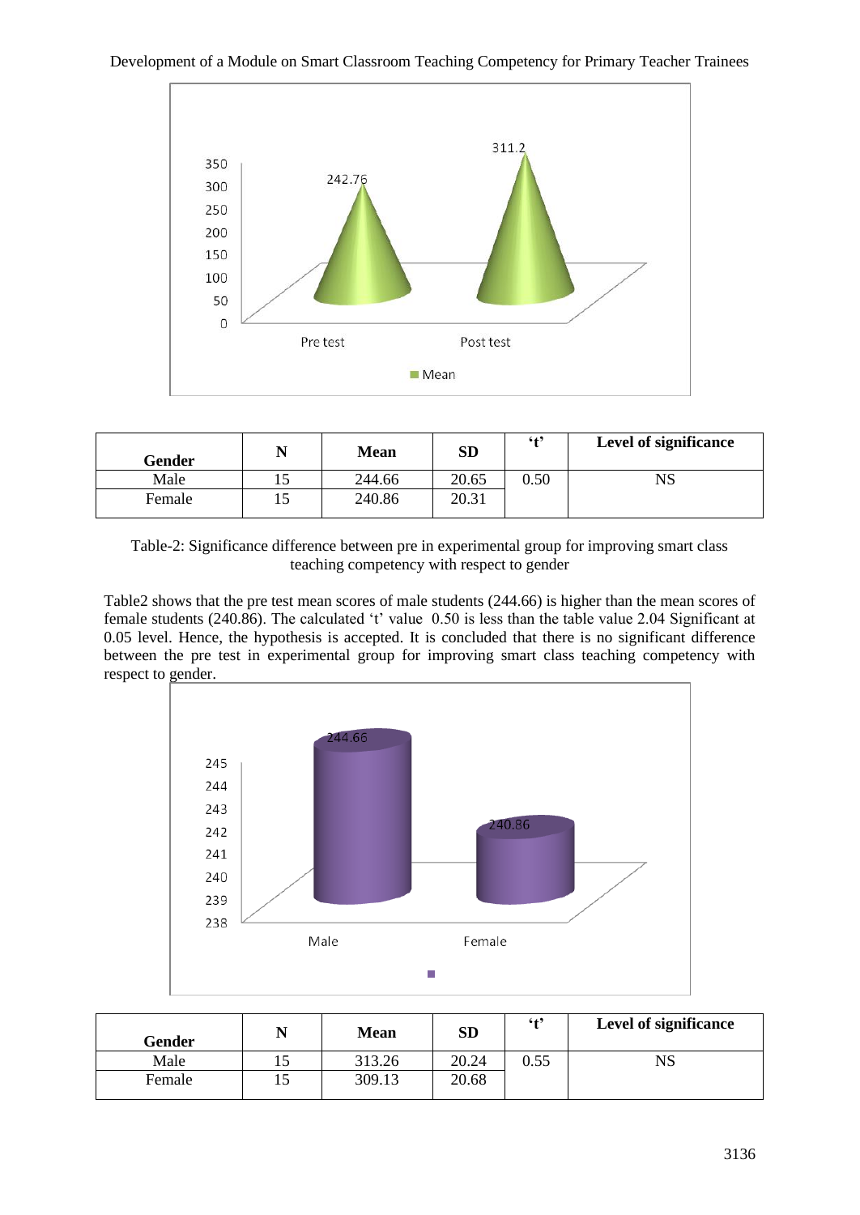| Gender | N | Mean | SD | 't' | Level of significance |
|---|---|---|---|---|---|
| Male | 15 | 244.66 | 20.65 | 0.50 | NS |
| Female | 15 | 240.86 | 20.31 | | |

Table-2: Significance difference between pre in experimental group for improving smart class teaching competency with respect to gender

Table2 shows that the pre test mean scores of male students (244.66) is higher than the mean scores of female students (240.86). The calculated 't' value 0.50 is less than the table value 2.04 Significant at 0.05 level. Hence, the hypothesis is accepted. It is concluded that there is no significant difference between the pre test in experimental group for improving smart class teaching competency with respect to gender.

| Gender | N | Mean | SD | 't' | Level of significance |
|---|---|---|---|---|---|
| Male | 15 | 313.26 | 20.24 | 0.55 | NS |
| Female | 15 | 309.13 | 20.68 | | |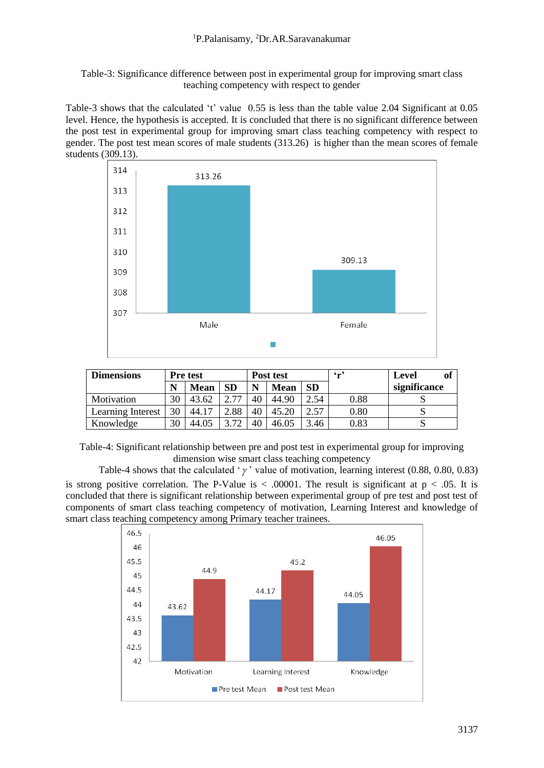Table-3: Significance difference between post in experimental group for improving smart class teaching competency with respect to gender

Table-3 shows that the calculated 't' value 0.55 is less than the table value 2.04 Significant at 0.05 level. Hence, the hypothesis is accepted. It is concluded that there is no significant difference between the post test in experimental group for improving smart class teaching competency with respect to gender. The post test mean scores of male students (313.26) is higher than the mean scores of female students (309.13).

| Dimensions | Pre test | | | Post test | | | 'r' | Level of significance |
|---|---|---|---|---|---|---|---|---|
| | N | Mean | SD | N | Mean | SD | | |
| Motivation | 30 | 43.62 | 2.77 | 40 | 44.90 | 2.54 | 0.88 | S |
| Learning Interest | 30 | 44.17 | 2.88 | 40 | 45.20 | 2.57 | 0.80 | S |
| Knowledge | 30 | 44.05 | 3.72 | 40 | 46.05 | 3.46 | 0.83 | S |

Table-4: Significant relationship between pre and post test in experimental group for improving dimension wise smart class teaching competency

Table-4 shows that the calculated '$\gamma$' value of motivation, learning interest (0.88, 0.80, 0.83) is strong positive correlation. The P-Value is < .00001. The result is significant at $p < .05$. It is concluded that there is significant relationship between experimental group of pre test and post test of components of smart class teaching competency of motivation, Learning Interest and knowledge of smart class teaching competency among Primary teacher trainees.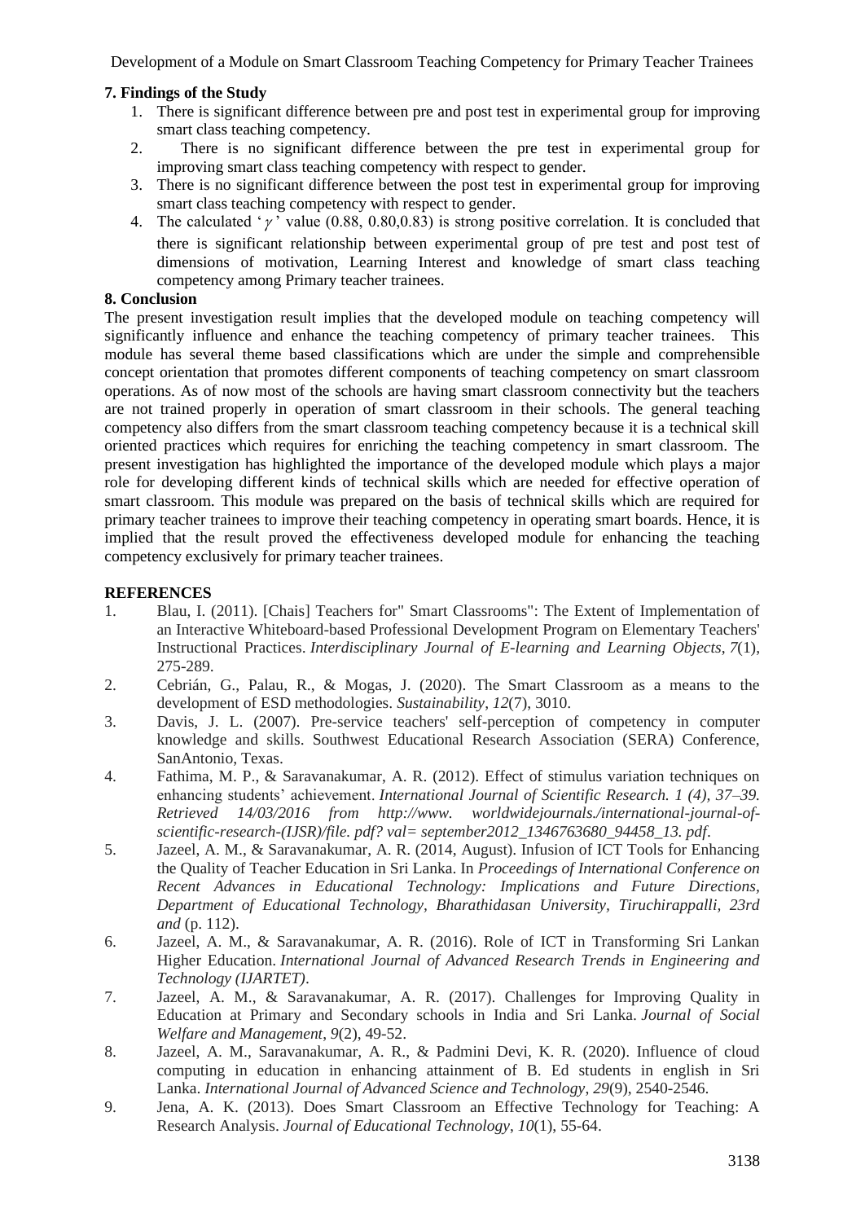## 7. Findings of the Study

1. There is significant difference between pre and post test in experimental group for improving smart class teaching competency.
2. There is no significant difference between the pre test in experimental group for improving smart class teaching competency with respect to gender.
3. There is no significant difference between the post test in experimental group for improving smart class teaching competency with respect to gender.
4. The calculated '$\gamma$' value (0.88, 0.80,0.83) is strong positive correlation. It is concluded that there is significant relationship between experimental group of pre test and post test of dimensions of motivation, Learning Interest and knowledge of smart class teaching competency among Primary teacher trainees.

## 8. Conclusion

The present investigation result implies that the developed module on teaching competency will significantly influence and enhance the teaching competency of primary teacher trainees. This module has several theme based classifications which are under the simple and comprehensible concept orientation that promotes different components of teaching competency on smart classroom operations. As of now most of the schools are having smart classroom connectivity but the teachers are not trained properly in operation of smart classroom in their schools. The general teaching competency also differs from the smart classroom teaching competency because it is a technical skill oriented practices which requires for enriching the teaching competency in smart classroom. The present investigation has highlighted the importance of the developed module which plays a major role for developing different kinds of technical skills which are needed for effective operation of smart classroom. This module was prepared on the basis of technical skills which are required for primary teacher trainees to improve their teaching competency in operating smart boards. Hence, it is implied that the result proved the effectiveness developed module for enhancing the teaching competency exclusively for primary teacher trainees.

## REFERENCES

1. Blau, I. (2011). [Chais] Teachers for" Smart Classrooms": The Extent of Implementation of an Interactive Whiteboard-based Professional Development Program on Elementary Teachers' Instructional Practices. *Interdisciplinary Journal of E-learning and Learning Objects*, *7*(1), 275-289.
2. Cebrián, G., Palau, R., & Mogas, J. (2020). The Smart Classroom as a means to the development of ESD methodologies. *Sustainability*, *12*(7), 3010.
3. Davis, J. L. (2007). Pre-service teachers' self-perception of competency in computer knowledge and skills. Southwest Educational Research Association (SERA) Conference, SanAntonio, Texas.
4. Fathima, M. P., & Saravanakumar, A. R. (2012). Effect of stimulus variation techniques on enhancing students' achievement. *International Journal of Scientific Research. 1 (4), 37–39. Retrieved 14/03/2016 from http://www. worldwidejournals./international-journal-of-scientific-research-(IJSR)/file. pdf? val= september2012_1346763680_94458_13. pdf*.
5. Jazeel, A. M., & Saravanakumar, A. R. (2014, August). Infusion of ICT Tools for Enhancing the Quality of Teacher Education in Sri Lanka. In *Proceedings of International Conference on Recent Advances in Educational Technology: Implications and Future Directions, Department of Educational Technology, Bharathidasan University, Tiruchirappalli, 23rd and* (p. 112).
6. Jazeel, A. M., & Saravanakumar, A. R. (2016). Role of ICT in Transforming Sri Lankan Higher Education. *International Journal of Advanced Research Trends in Engineering and Technology (IJARTET)*.
7. Jazeel, A. M., & Saravanakumar, A. R. (2017). Challenges for Improving Quality in Education at Primary and Secondary schools in India and Sri Lanka. *Journal of Social Welfare and Management*, *9*(2), 49-52.
8. Jazeel, A. M., Saravanakumar, A. R., & Padmini Devi, K. R. (2020). Influence of cloud computing in education in enhancing attainment of B. Ed students in english in Sri Lanka. *International Journal of Advanced Science and Technology*, *29*(9), 2540-2546.
9. Jena, A. K. (2013). Does Smart Classroom an Effective Technology for Teaching: A Research Analysis. *Journal of Educational Technology*, *10*(1), 55-64.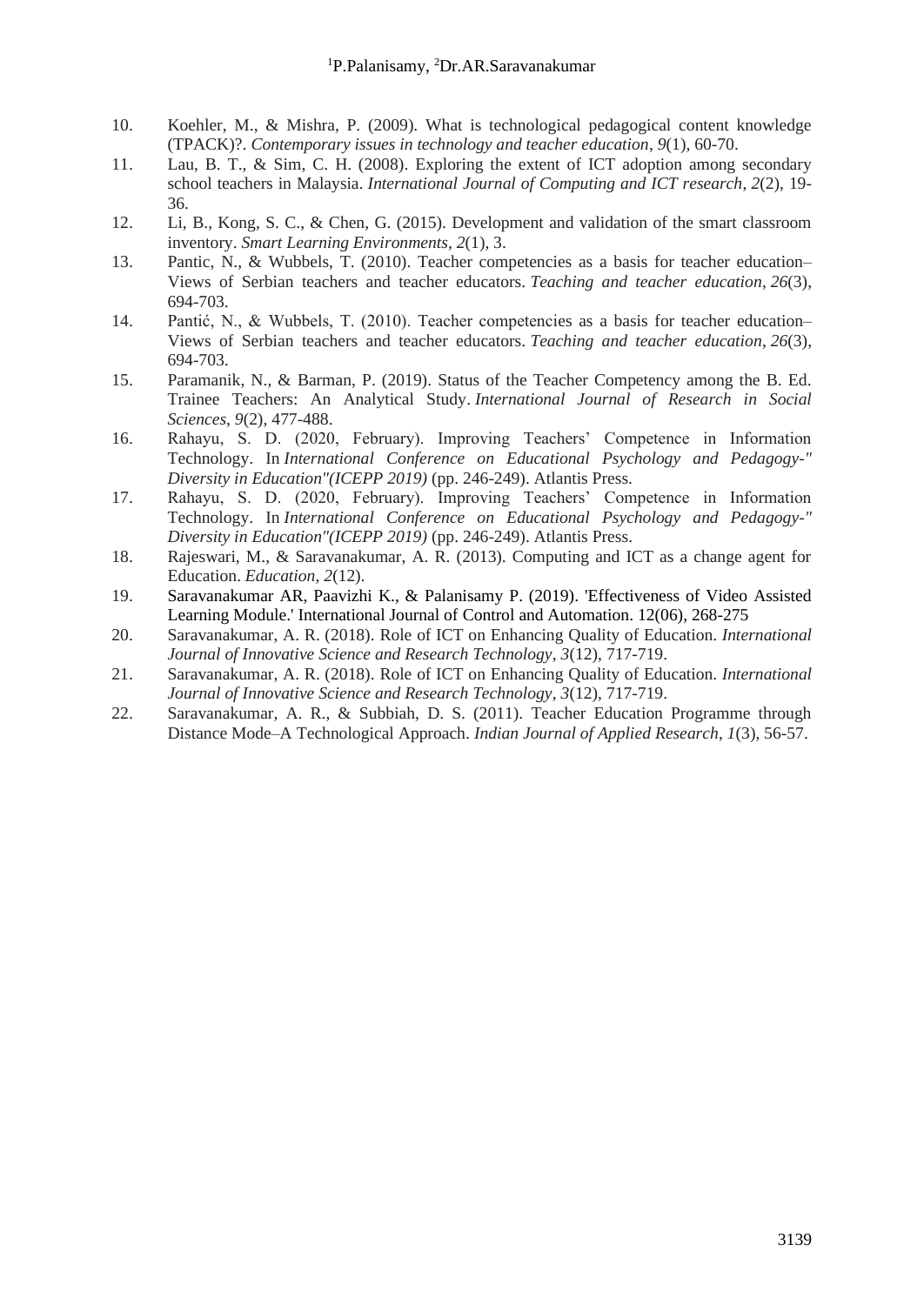10. Koehler, M., & Mishra, P. (2009). What is technological pedagogical content knowledge (TPACK)?. *Contemporary issues in technology and teacher education*, *9*(1), 60-70.
11. Lau, B. T., & Sim, C. H. (2008). Exploring the extent of ICT adoption among secondary school teachers in Malaysia. *International Journal of Computing and ICT research*, *2*(2), 19-36.
12. Li, B., Kong, S. C., & Chen, G. (2015). Development and validation of the smart classroom inventory. *Smart Learning Environments*, *2*(1), 3.
13. Pantic, N., & Wubbels, T. (2010). Teacher competencies as a basis for teacher education–Views of Serbian teachers and teacher educators. *Teaching and teacher education*, *26*(3), 694-703.
14. Pantić, N., & Wubbels, T. (2010). Teacher competencies as a basis for teacher education–Views of Serbian teachers and teacher educators. *Teaching and teacher education*, *26*(3), 694-703.
15. Paramanik, N., & Barman, P. (2019). Status of the Teacher Competency among the B. Ed. Trainee Teachers: An Analytical Study. *International Journal of Research in Social Sciences*, *9*(2), 477-488.
16. Rahayu, S. D. (2020, February). Improving Teachers' Competence in Information Technology. In *International Conference on Educational Psychology and Pedagogy-" Diversity in Education"(ICEPP 2019)* (pp. 246-249). Atlantis Press.
17. Rahayu, S. D. (2020, February). Improving Teachers' Competence in Information Technology. In *International Conference on Educational Psychology and Pedagogy-" Diversity in Education"(ICEPP 2019)* (pp. 246-249). Atlantis Press.
18. Rajeswari, M., & Saravanakumar, A. R. (2013). Computing and ICT as a change agent for Education. *Education*, *2*(12).
19. Saravanakumar AR, Paavizhi K., & Palanisamy P. (2019). 'Effectiveness of Video Assisted Learning Module.' International Journal of Control and Automation. 12(06), 268-275
20. Saravanakumar, A. R. (2018). Role of ICT on Enhancing Quality of Education. *International Journal of Innovative Science and Research Technology*, *3*(12), 717-719.
21. Saravanakumar, A. R. (2018). Role of ICT on Enhancing Quality of Education. *International Journal of Innovative Science and Research Technology*, *3*(12), 717-719.
22. Saravanakumar, A. R., & Subbiah, D. S. (2011). Teacher Education Programme through Distance Mode–A Technological Approach. *Indian Journal of Applied Research*, *1*(3), 56-57.